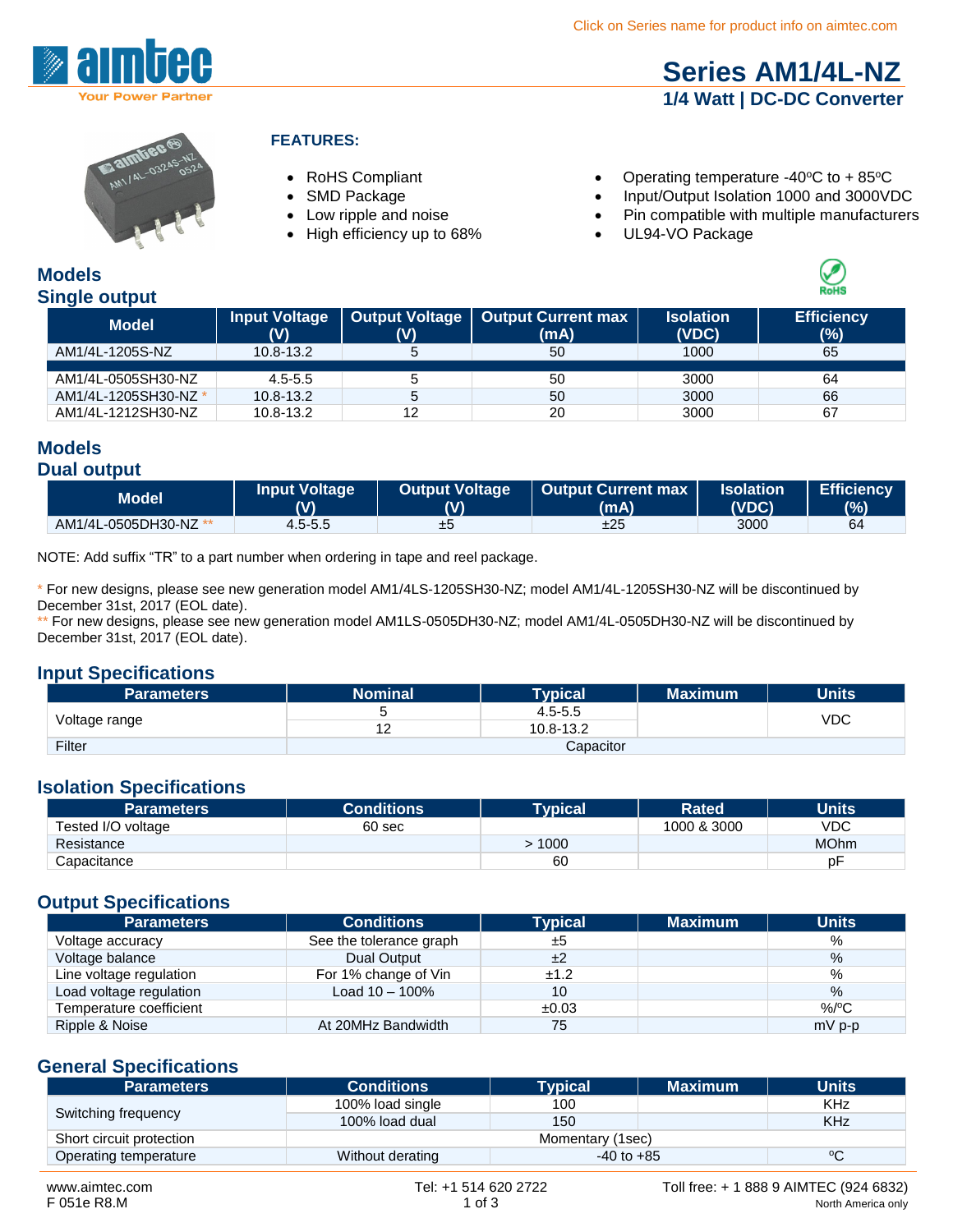Click on Series name for product info on aimtec.com

# Series AM1/4L-NZ

## 1/4 Watt | DC-DC Converter

**FEATURES:**

- RoHS Compliant
- SMD Package
- Low ripple and noise
- High efficiency up to 68%
- Operating temperature -40ºC to + 85ºC
- Input/Output Isolation 1000 and 3000VDC
- Pin compatible with multiple manufacturers
- UL94-VO Package

## Models
## Single output

| Model | Input Voltage (V) | Output Voltage (V) | Output Current max (mA) | Isolation (VDC) | Efficiency (%) |
|---|---|---|---|---|---|
| AM1/4L-1205S-NZ | 10.8-13.2 | 5 | 50 | 1000 | 65 |
| AM1/4L-0505SH30-NZ | 4.5-5.5 | 5 | 50 | 3000 | 64 |
| AM1/4L-1205SH30-NZ * | 10.8-13.2 | 5 | 50 | 3000 | 66 |
| AM1/4L-1212SH30-NZ | 10.8-13.2 | 12 | 20 | 3000 | 67 |

## Models
## Dual output

| Model | Input Voltage (V) | Output Voltage (V) | Output Current max (mA) | Isolation (VDC) | Efficiency (%) |
|---|---|---|---|---|---|
| AM1/4L-0505DH30-NZ ** | 4.5-5.5 | ±5 | ±25 | 3000 | 64 |

NOTE: Add suffix “TR” to a part number when ordering in tape and reel package.

* For new designs, please see new generation model AM1/4LS-1205SH30-NZ; model AM1/4L-1205SH30-NZ will be discontinued by December 31st, 2017 (EOL date).
** For new designs, please see new generation model AM1LS-0505DH30-NZ; model AM1/4L-0505DH30-NZ will be discontinued by December 31st, 2017 (EOL date).

## Input Specifications

| Parameters | Nominal | Typical | Maximum | Units |
|---|---|---|---|---|
| Voltage range | 5 | 4.5-5.5 | | VDC |
| | 12 | 10.8-13.2 | | |
| Filter | Capacitor | | | |

## Isolation Specifications

| Parameters | Conditions | Typical | Rated | Units |
|---|---|---|---|---|
| Tested I/O voltage | 60 sec | | 1000 & 3000 | VDC |
| Resistance | | > 1000 | | MOhm |
| Capacitance | | 60 | | pF |

## Output Specifications

| Parameters | Conditions | Typical | Maximum | Units |
|---|---|---|---|---|
| Voltage accuracy | See the tolerance graph | ±5 | | % |
| Voltage balance | Dual Output | ±2 | | % |
| Line voltage regulation | For 1% change of Vin | ±1.2 | | % |
| Load voltage regulation | Load 10 – 100% | 10 | | % |
| Temperature coefficient | | ±0.03 | | %/ºC |
| Ripple & Noise | At 20MHz Bandwidth | 75 | | mV p-p |

## General Specifications

| Parameters | Conditions | Typical | Maximum | Units |
|---|---|---|---|---|
| Switching frequency | 100% load single | 100 | | KHz |
| | 100% load dual | 150 | | KHz |
| Short circuit protection | Momentary (1sec) | | | |
| Operating temperature | Without derating | -40 to +85 | | ºC |

www.aimtec.com Tel: +1 514 620 2722 Toll free: + 1 888 9 AIMTEC (924 6832)
F 051e R8.M North America only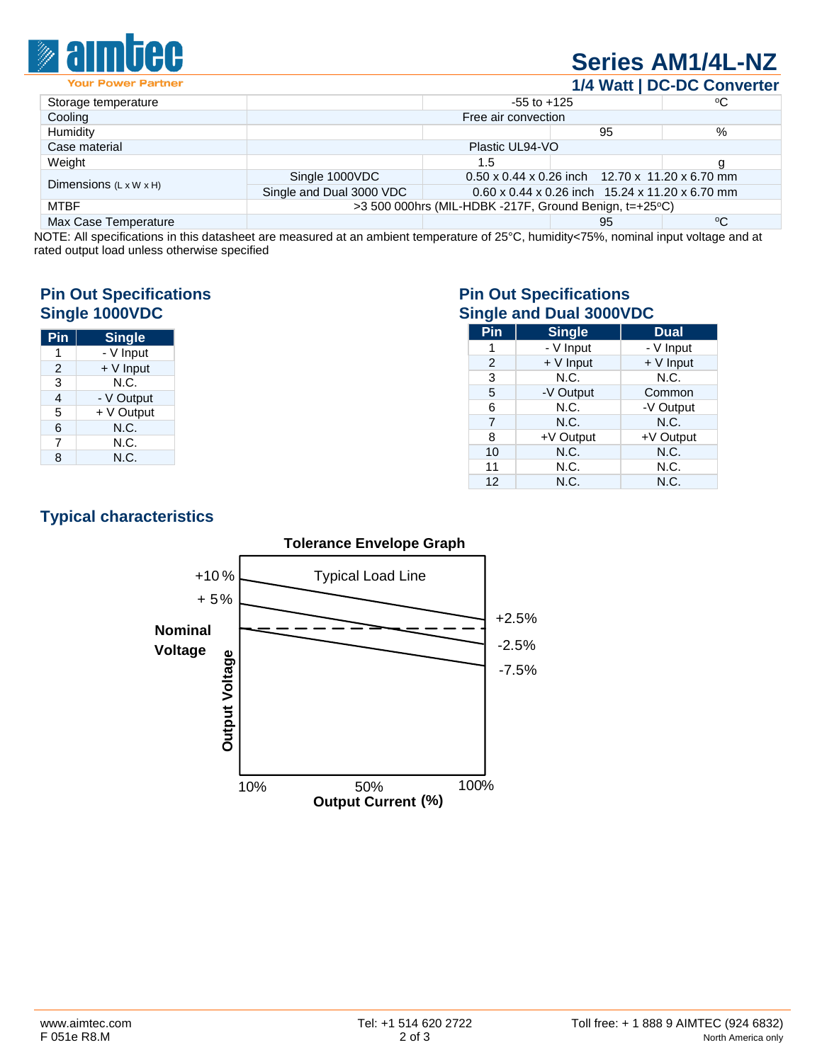| | | | | |
|---|---|---|---|---|
| Storage temperature | | -55 to +125 | | ºC |
| Cooling | Free air convection | | | |
| Humidity | | | 95 | % |
| Case material | Plastic UL94-VO | | | |
| Weight | | 1.5 | | g |
| Dimensions (L x W x H) | Single 1000VDC | 0.50 x 0.44 x 0.26 inch 12.70 x 11.20 x 6.70 mm | | |
| | Single and Dual 3000 VDC | 0.60 x 0.44 x 0.26 inch 15.24 x 11.20 x 6.70 mm | | |
| MTBF | >3 500 000hrs (MIL-HDBK -217F, Ground Benign, t=+25ºC) | | | |
| Max Case Temperature | | | 95 | ºC |

NOTE: All specifications in this datasheet are measured at an ambient temperature of 25°C, humidity<75%, nominal input voltage and at rated output load unless otherwise specified

## Pin Out Specifications Single 1000VDC

| Pin | Single |
|---|---|
| 1 | - V Input |
| 2 | + V Input |
| 3 | N.C. |
| 4 | - V Output |
| 5 | + V Output |
| 6 | N.C. |
| 7 | N.C. |
| 8 | N.C. |

## Pin Out Specifications Single and Dual 3000VDC

| Pin | Single | Dual |
|---|---|---|
| 1 | - V Input | - V Input |
| 2 | + V Input | + V Input |
| 3 | N.C. | N.C. |
| 5 | -V Output | Common |
| 6 | N.C. | -V Output |
| 7 | N.C. | N.C. |
| 8 | +V Output | +V Output |
| 10 | N.C. | N.C. |
| 11 | N.C. | N.C. |
| 12 | N.C. | N.C. |

## Typical characteristics

**Tolerance Envelope Graph**

Typical Load Line

+10 %, + 5%, Nominal Voltage, +2.5%, -2.5%, -7.5%

Output Voltage

10% 50% 100%

**Output Current (%)**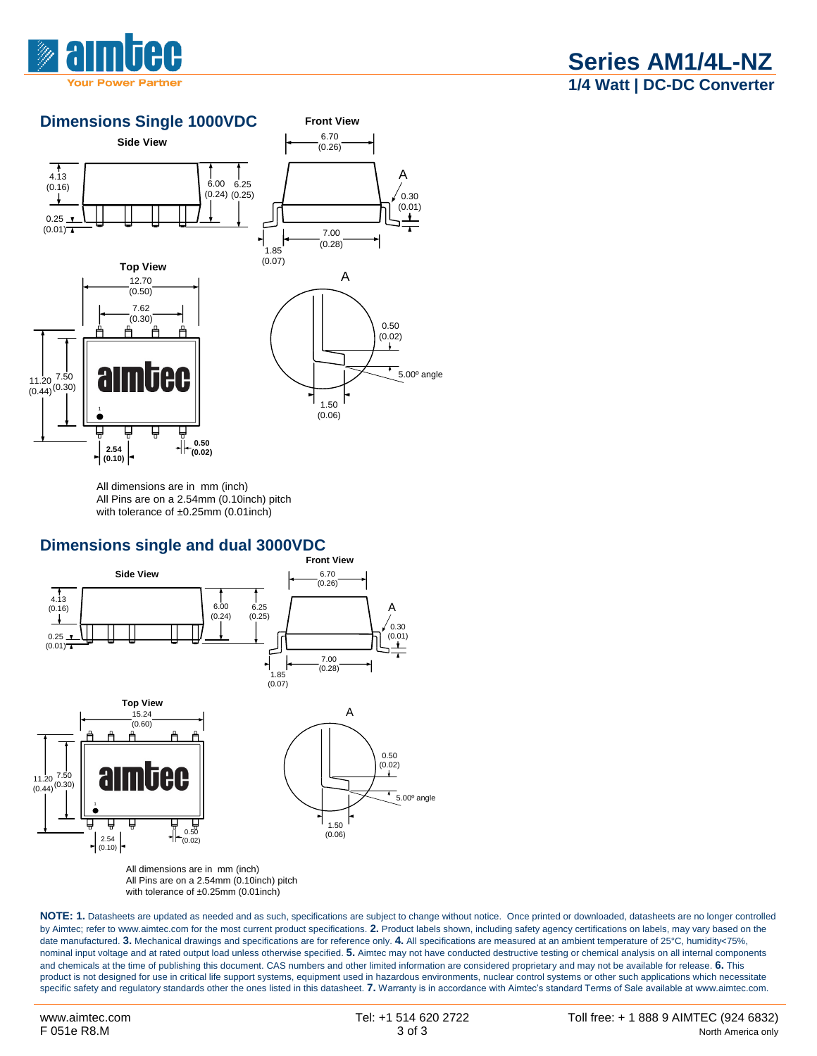# Series AM1/4L-NZ

## 1/4 Watt | DC-DC Converter

## Dimensions Single 1000VDC

Side View

4.13 (0.16)
0.25 (0.01)
6.00 (0.24)
6.25 (0.25)

Front View

6.70 (0.26)
A
0.30 (0.01)
7.00 (0.28)
1.85 (0.07)

Top View

12.70 (0.50)
7.62 (0.30)
11.20 (0.44)
7.50 (0.30)
2.54 (0.10)
0.50 (0.02)

A

0.50 (0.02)
5.00º angle
1.50 (0.06)

All dimensions are in mm (inch)
All Pins are on a 2.54mm (0.10inch) pitch
with tolerance of ±0.25mm (0.01inch)

## Dimensions single and dual 3000VDC

Side View

4.13 (0.16)
0.25 (0.01)
6.00 (0.24)
6.25 (0.25)

Front View

6.70 (0.26)
A
0.30 (0.01)
7.00 (0.28)
1.85 (0.07)

Top View

15.24 (0.60)
11.20 (0.44)
7.50 (0.30)
2.54 (0.10)
0.50 (0.02)

A

0.50 (0.02)
5.00º angle
1.50 (0.06)

All dimensions are in mm (inch)
All Pins are on a 2.54mm (0.10inch) pitch
with tolerance of ±0.25mm (0.01inch)

**NOTE: 1.** Datasheets are updated as needed and as such, specifications are subject to change without notice. Once printed or downloaded, datasheets are no longer controlled by Aimtec; refer to www.aimtec.com for the most current product specifications. **2.** Product labels shown, including safety agency certifications on labels, may vary based on the date manufactured. **3.** Mechanical drawings and specifications are for reference only. **4.** All specifications are measured at an ambient temperature of 25°C, humidity<75%, nominal input voltage and at rated output load unless otherwise specified. **5.** Aimtec may not have conducted destructive testing or chemical analysis on all internal components and chemicals at the time of publishing this document. CAS numbers and other limited information are considered proprietary and may not be available for release. **6.** This product is not designed for use in critical life support systems, equipment used in hazardous environments, nuclear control systems or other such applications which necessitate specific safety and regulatory standards other the ones listed in this datasheet. **7.** Warranty is in accordance with Aimtec's standard Terms of Sale available at www.aimtec.com.

www.aimtec.com
F 051e R8.M
Tel: +1 514 620 2722
Toll free: + 1 888 9 AIMTEC (924 6832)
North America only